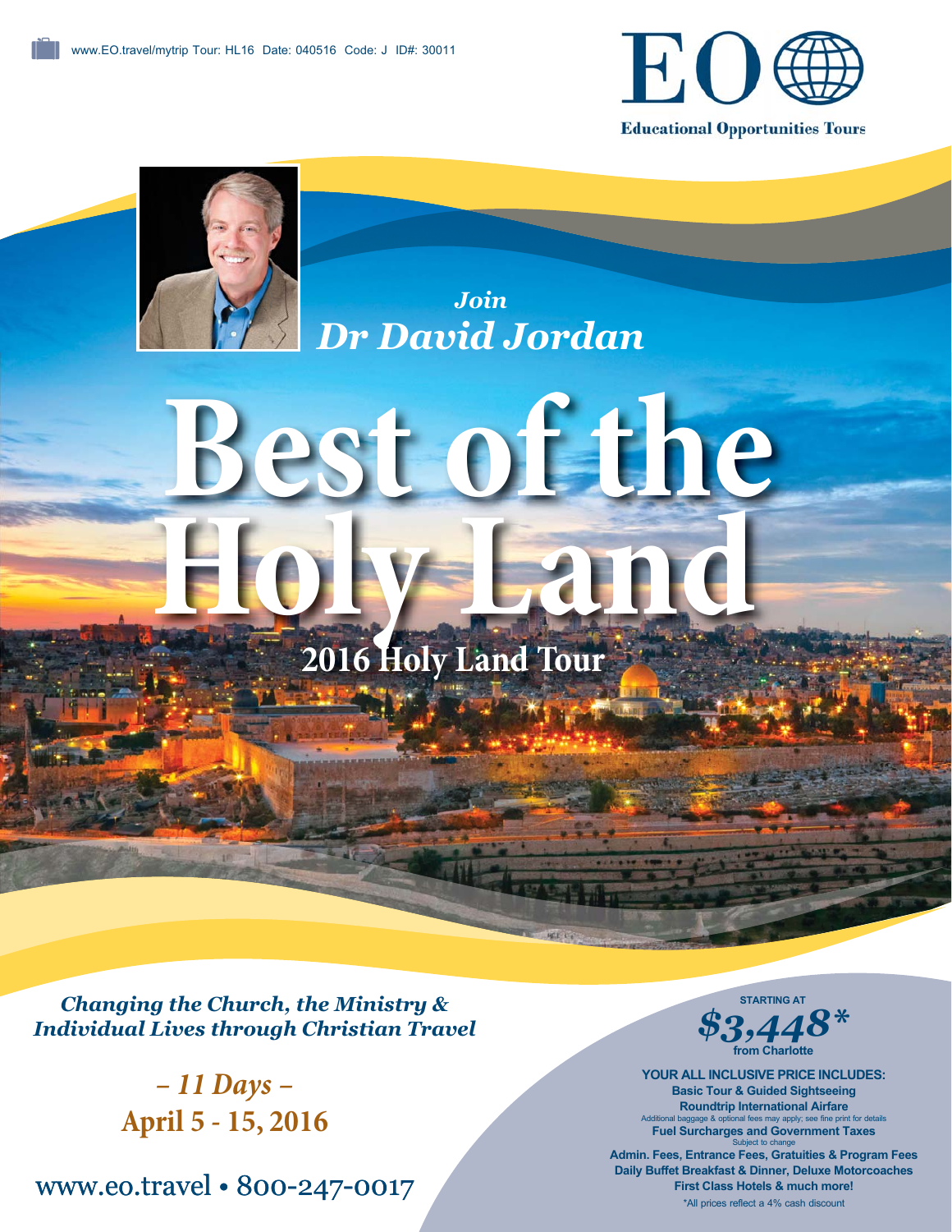www.EO.travel/mytrip Tour: HL16 Date: 040516 Code: J ID#: 30011

EO

Educational Opportunities Tours

*Join*

*Dr David Jordan*

# Best of the Holy Land

## 2016 Holy Land Tour

***Changing the Church, the Ministry & Individual Lives through Christian Travel***

*– 11 Days –*

**April 5 - 15, 2016**

www.eo.travel • 800-247-0017

STARTING AT

***$3,448****

from Charlotte

**YOUR ALL INCLUSIVE PRICE INCLUDES:**

**Basic Tour & Guided Sightseeing**

**Roundtrip International Airfare**

Additional baggage & optional fees may apply; see fine print for details

**Fuel Surcharges and Government Taxes**

Subject to change

**Admin. Fees, Entrance Fees, Gratuities & Program Fees**

**Daily Buffet Breakfast & Dinner, Deluxe Motorcoaches**

**First Class Hotels & much more!**

*All prices reflect a 4% cash discount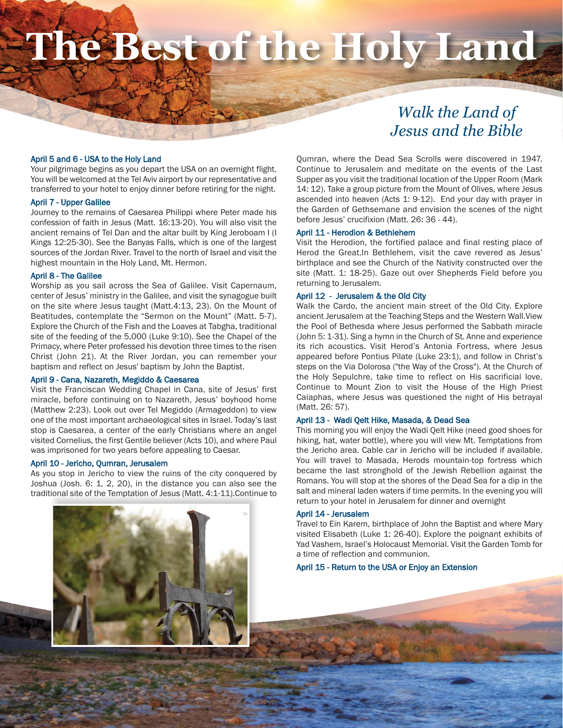# The Best of the Holy Land

*Walk the Land of Jesus and the Bible*

### April 5 and 6 - USA to the Holy Land

Your pilgrimage begins as you depart the USA on an overnight flight. You will be welcomed at the Tel Aviv airport by our representative and transferred to your hotel to enjoy dinner before retiring for the night.

### April 7 - Upper Galilee

Journey to the remains of Caesarea Philippi where Peter made his confession of faith in Jesus (Matt. 16:13-20). You will also visit the ancient remains of Tel Dan and the altar built by King Jeroboam I (I Kings 12:25-30). See the Banyas Falls, which is one of the largest sources of the Jordan River. Travel to the north of Israel and visit the highest mountain in the Holy Land, Mt. Hermon.

### April 8 - The Galilee

Worship as you sail across the Sea of Galilee. Visit Capernaum, center of Jesus' ministry in the Galilee, and visit the synagogue built on the site where Jesus taught (Matt.4:13, 23). On the Mount of Beatitudes, contemplate the "Sermon on the Mount" (Matt. 5-7). Explore the Church of the Fish and the Loaves at Tabgha, traditional site of the feeding of the 5,000 (Luke 9:10). See the Chapel of the Primacy, where Peter professed his devotion three times to the risen Christ (John 21). At the River Jordan, you can remember your baptism and reflect on Jesus' baptism by John the Baptist.

### April 9 - Cana, Nazareth, Megiddo & Caesarea

Visit the Franciscan Wedding Chapel in Cana, site of Jesus' first miracle, before continuing on to Nazareth, Jesus' boyhood home (Matthew 2:23). Look out over Tel Megiddo (Armageddon) to view one of the most important archaeological sites in Israel. Today's last stop is Caesarea, a center of the early Christians where an angel visited Cornelius, the first Gentile believer (Acts 10), and where Paul was imprisoned for two years before appealing to Caesar.

### April 10 - Jericho, Qumran, Jerusalem

As you stop in Jericho to view the ruins of the city conquered by Joshua (Josh. 6: 1, 2, 20), in the distance you can also see the traditional site of the Temptation of Jesus (Matt. 4:1-11).Continue to Qumran, where the Dead Sea Scrolls were discovered in 1947. Continue to Jerusalem and meditate on the events of the Last Supper as you visit the traditional location of the Upper Room (Mark 14: 12). Take a group picture from the Mount of Olives, where Jesus ascended into heaven (Acts 1: 9-12). End your day with prayer in the Garden of Gethsemane and envision the scenes of the night before Jesus' crucifixion (Matt. 26: 36 - 44).

### April 11 - Herodion & Bethlehem

Visit the Herodion, the fortified palace and final resting place of Herod the Great.In Bethlehem, visit the cave revered as Jesus' birthplace and see the Church of the Nativity constructed over the site (Matt. 1: 18-25). Gaze out over Shepherds Field before you returning to Jerusalem.

### April 12 - Jerusalem & the Old City

Walk the Cardo, the ancient main street of the Old City. Explore ancient Jerusalem at the Teaching Steps and the Western Wall.View the Pool of Bethesda where Jesus performed the Sabbath miracle (John 5: 1-31). Sing a hymn in the Church of St. Anne and experience its rich acoustics. Visit Herod's Antonia Fortress, where Jesus appeared before Pontius Pilate (Luke 23:1), and follow in Christ's steps on the Via Dolorosa ("the Way of the Cross"). At the Church of the Holy Sepulchre, take time to reflect on His sacrificial love. Continue to Mount Zion to visit the House of the High Priest Caiaphas, where Jesus was questioned the night of His betrayal (Matt. 26: 57).

### April 13 - Wadi Qelt Hike, Masada, & Dead Sea

This morning you will enjoy the Wadi Qelt Hike (need good shoes for hiking, hat, water bottle), where you will view Mt. Temptations from the Jericho area. Cable car in Jericho will be included if available. You will travel to Masada, Herods mountain-top fortress which became the last stronghold of the Jewish Rebellion against the Romans. You will stop at the shores of the Dead Sea for a dip in the salt and mineral laden waters if time permits. In the evening you will return to your hotel in Jerusalem for dinner and overnight

### April 14 - Jerusalem

Travel to Ein Karem, birthplace of John the Baptist and where Mary visited Elisabeth (Luke 1: 26-40). Explore the poignant exhibits of Yad Vashem, Israel's Holocaust Memorial. Visit the Garden Tomb for a time of reflection and communion.

### April 15 - Return to the USA or Enjoy an Extension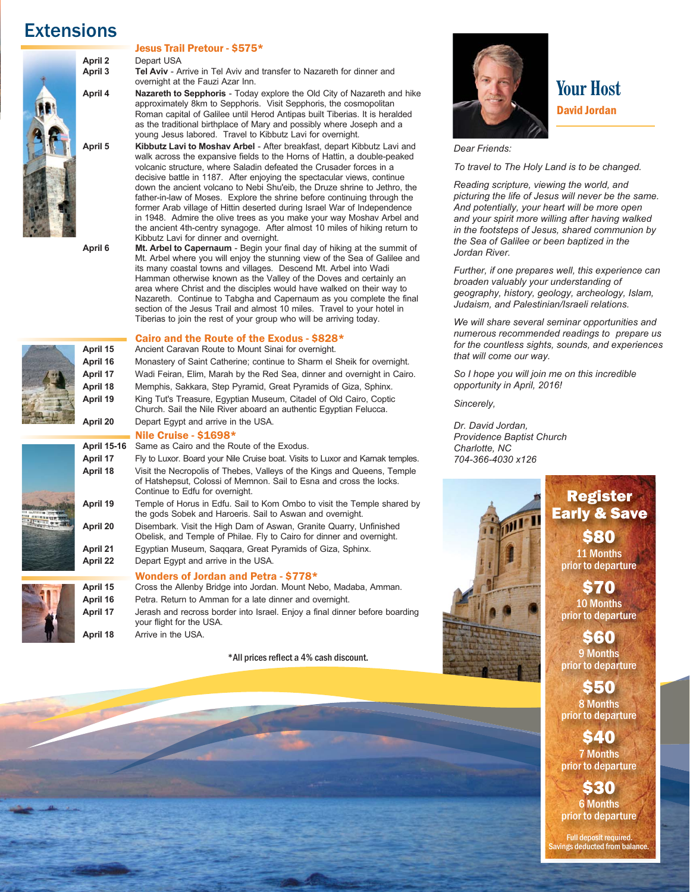# Extensions

## Jesus Trail Pretour - $575*

**April 2** Depart USA

**April 3** **Tel Aviv** - Arrive in Tel Aviv and transfer to Nazareth for dinner and overnight at the Fauzi Azar Inn.

**April 4** **Nazareth to Sepphoris** - Today explore the Old City of Nazareth and hike approximately 8km to Sepphoris. Visit Sepphoris, the cosmopolitan Roman capital of Galilee until Herod Antipas built Tiberias. It is heralded as the traditional birthplace of Mary and possibly where Joseph and a young Jesus labored. Travel to Kibbutz Lavi for overnight.

**April 5** **Kibbutz Lavi to Moshav Arbel** - After breakfast, depart Kibbutz Lavi and walk across the expansive fields to the Horns of Hattin, a double-peaked volcanic structure, where Saladin defeated the Crusader forces in a decisive battle in 1187. After enjoying the spectacular views, continue down the ancient volcano to Nebi Shu'eib, the Druze shrine to Jethro, the father-in-law of Moses. Explore the shrine before continuing through the former Arab village of Hittin deserted during Israel War of Independence in 1948. Admire the olive trees as you make your way Moshav Arbel and the ancient 4th-centry synagoge. After almost 10 miles of hiking return to Kibbutz Lavi for dinner and overnight.

**April 6** **Mt. Arbel to Capernaum** - Begin your final day of hiking at the summit of Mt. Arbel where you will enjoy the stunning view of the Sea of Galilee and its many coastal towns and villages. Descend Mt. Arbel into Wadi Hamman otherwise known as the Valley of the Doves and certainly an area where Christ and the disciples would have walked on their way to Nazareth. Continue to Tabgha and Capernaum as you complete the final section of the Jesus Trail and almost 10 miles. Travel to your hotel in Tiberias to join the rest of your group who will be arriving today.

## Cairo and the Route of the Exodus - $828*

**April 15** Ancient Caravan Route to Mount Sinai for overnight.

**April 16** Monastery of Saint Catherine; continue to Sharm el Sheik for overnight.

**April 17** Wadi Feiran, Elim, Marah by the Red Sea, dinner and overnight in Cairo.

**April 18** Memphis, Sakkara, Step Pyramid, Great Pyramids of Giza, Sphinx.

**April 19** King Tut's Treasure, Egyptian Museum, Citadel of Old Cairo, Coptic Church. Sail the Nile River aboard an authentic Egyptian Felucca.

**April 20** Depart Egypt and arrive in the USA.

## Nile Cruise - $1698*

**April 15-16** Same as Cairo and the Route of the Exodus.

**April 17** Fly to Luxor. Board your Nile Cruise boat. Visits to Luxor and Karnak temples.

**April 18** Visit the Necropolis of Thebes, Valleys of the Kings and Queens, Temple of Hatshepsut, Colossi of Memnon. Sail to Esna and cross the locks. Continue to Edfu for overnight.

**April 19** Temple of Horus in Edfu. Sail to Kom Ombo to visit the Temple shared by the gods Sobek and Haroeris. Sail to Aswan and overnight.

**April 20** Disembark. Visit the High Dam of Aswan, Granite Quarry, Unfinished Obelisk, and Temple of Philae. Fly to Cairo for dinner and overnight.

**April 21** Egyptian Museum, Saqqara, Great Pyramids of Giza, Sphinx.

**April 22** Depart Egypt and arrive in the USA.

## Wonders of Jordan and Petra - $778*

**April 15** Cross the Allenby Bridge into Jordan. Mount Nebo, Madaba, Amman.

**April 16** Petra. Return to Amman for a late dinner and overnight.

**April 17** Jerash and recross border into Israel. Enjoy a final dinner before boarding your flight for the USA.

**April 18** Arrive in the USA.

*All prices reflect a 4% cash discount.

# Your Host

**David Jordan**

*Dear Friends:*

*To travel to The Holy Land is to be changed.*

*Reading scripture, viewing the world, and picturing the life of Jesus will never be the same. And potentially, your heart will be more open and your spirit more willing after having walked in the footsteps of Jesus, shared communion by the Sea of Galilee or been baptized in the Jordan River.*

*Further, if one prepares well, this experience can broaden valuably your understanding of geography, history, geology, archeology, Islam, Judaism, and Palestinian/Israeli relations.*

*We will share several seminar opportunities and numerous recommended readings to prepare us for the countless sights, sounds, and experiences that will come our way.*

*So I hope you will join me on this incredible opportunity in April, 2016!*

*Sincerely,*

*Dr. David Jordan,*
*Providence Baptist Church*
*Charlotte, NC*
*704-366-4030 x126*

## Register Early & Save

**$80** 11 Months prior to departure

**$70** 10 Months prior to departure

**$60** 9 Months prior to departure

**$50** 8 Months prior to departure

**$40** 7 Months prior to departure

**$30** 6 Months prior to departure

Full deposit required. Savings deducted from balance.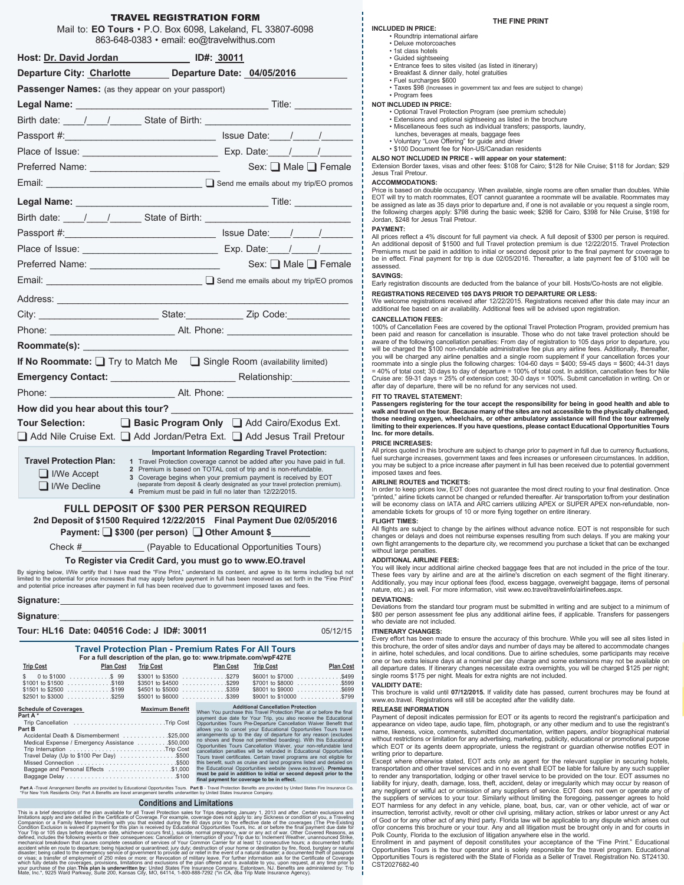# TRAVEL REGISTRATION FORM

Mail to: **EO Tours** • P.O. Box 6098, Lakeland, FL 33807-6098
863-648-0383 • email: eo@travelwithus.com

**Host:** Dr. David Jordan **ID#:** 30011

**Departure City:** Charlotte **Departure Date:** 04/05/2016

**Passenger Names:** (as they appear on your passport)

**Legal Name:** ______________________ Title: __________

Birth date: ___/___/_____ State of Birth: ______________

Passport #: ______________________ Issue Date: ___/___/_____

Place of Issue: ______________________ Exp. Date: ___/___/_____

Preferred Name: ______________________ Sex: ☐ Male ☐ Female

Email: ______________________ ☐ Send me emails about my trip/EO promos

**Legal Name:** ______________________ Title: __________

Birth date: ___/___/_____ State of Birth: ______________

Passport #: ______________________ Issue Date: ___/___/_____

Place of Issue: ______________________ Exp. Date: ___/___/_____

Preferred Name: ______________________ Sex: ☐ Male ☐ Female

Email: ______________________ ☐ Send me emails about my trip/EO promos

Address: ______________________

City: ______________ State: ________ Zip Code: __________

Phone: ______________________ Alt. Phone: ______________

**Roommate(s):** ______________________

**If No Roommate:** ☐ Try to Match Me ☐ Single Room (availability limited)

**Emergency Contact:** ______________________ Relationship: __________

Phone: ______________________ Alt. Phone: ______________

**How did you hear about this tour?** ______________________

**Tour Selection:** ☐ **Basic Program Only** ☐ Add Cairo/Exodus Ext.
☐ Add Nile Cruise Ext. ☐ Add Jordan/Petra Ext. ☐ Add Jesus Trail Pretour

**Travel Protection Plan:**
☐ I/We Accept
☐ I/We Decline

**Important Information Regarding Travel Protection:**
1. Travel Protection coverage cannot be added after you have paid in full.
2. Premium is based on TOTAL cost of trip and is non-refundable.
3. Coverage begins when your premium payment is received by EOT (separate from deposit & clearly designated as your travel protection premium).
4. Premium must be paid in full no later than 12/22/2015.

## FULL DEPOSIT OF $300 PER PERSON REQUIRED

**2nd Deposit of $1500 Required 12/22/2015 Final Payment Due 02/05/2016**

**Payment:** ☐ **$300 (per person)** ☐ **Other Amount $**_______

Check #__________ (Payable to Educational Opportunities Tours)

**To Register via Credit Card, you must go to www.EO.travel**

By signing below, I/We certify that I have read the "Fine Print," understand its content, and agree to its terms including but not limited to the potential for price increases that may apply before payment in full has been received as set forth in the "Fine Print" and potential price increases after payment in full has been received due to government imposed taxes and fees.

**Signature:** ______________________

**Signature:** ______________________

**Tour: HL16 Date: 040516 Code: J ID#: 30011** 05/12/15

## Travel Protection Plan - Premium Rates For All Tours

**For a full description of the plan, go to: www.tripmate.com/wpF427E**

| Trip Cost | Plan Cost | Trip Cost | Plan Cost | Trip Cost | Plan Cost |
|---|---|---|---|---|---|
| $0 to $1000 | $99 | $3001 to $3500 | $279 | $6001 to $7000 | $499 |
| $1001 to $1500 | $169 | $3501 to $4500 | $299 | $7001 to $8000 | $599 |
| $1501 to $2500 | $199 | $4501 to $5000 | $359 | $8001 to $9000 | $699 |
| $2501 to $3000 | $259 | $5001 to $6000 | $399 | $9001 to $10000 | $799 |

| Schedule of Coverages | Maximum Benefit |
|---|---|
| **Part A** * | |
| Trip Cancellation | Trip Cost |
| **Part B** | |
| Accidental Death & Dismemberment | $25,000 |
| Medical Expense / Emergency Assistance | $50,000 |
| Trip Interruption | Trip Cost |
| Travel Delay (Up to $100 Per Day) | $500 |
| Missed Connection | $500 |
| Baggage and Personal Effects | $1,000 |
| Baggage Delay | $100 |

**Additional Cancellation Protection**
When You purchase this Travel Protection Plan at or before the final payment due date for Your Trip, you also receive the Educational Opportunities Tours Pre-Departure Cancellation Waiver Benefit that allows you to cancel your Educational Opportunities Tours travel arrangements up to the day of departure for any reason (excludes no shows and those not permitted boarding). With this Educational Opportunities Tours Cancellation Waiver, your non-refundable land cancellation penalties will be refunded in Educational Opportunities Tours travel certificates. Certain travel programs are not eligible for this benefit, such as cruise and land programs listed and detailed on the Educational Opportunities website (www.eo.travel). **Premiums must be paid in addition to initial or second deposit prior to the final payment for coverage to be in effect.**

**Part A** -Travel Arrangement Benefits are provided by Educational Opportunities Tours. **Part B** - Travel Protection Benefits are provided by United States Fire Insurance Co.
*For New York Residents Only: Part A Benefits are travel arrangement benefits underwritten by United States Insurance Company.

### Conditions and Limitations

This is a brief description of the plan available for all Travel Protection sales for Trips departing January 1, 2013 and after. Certain exclusions and limitations apply and are detailed in the Certificate of Coverage. For example, coverage does not apply to: any Sickness or condition of you, a Traveling Companion or a Family Member traveling with you that existed during the 60 days prior to the effective date of the coverages (The Pre-Existing Condition Exclusion is waived if payment for this plan is received by Educational Opportunities Tours, Inc. at or before the final payment due date for Your Trip or 105 days before departure date, whichever occurs first.), suicide, normal pregnancy, war or any act of war. Other Covered Reasons, as defined, includes the following events or their consequences: Cancellation or Interruption of your Trip due to: Inclement Weather, unannounced Strike, mechanical breakdown that causes complete cessation of services of Your Common Carrier for at least 12 consecutive hours; a documented traffic accident while en route to departure; being hijacked or quarantined; jury duty; destruction of your home or destination by fire, flood, burglary or natural disaster; being called to the emergency service of government to provide aid or relief in the event of a natural disaster; a documented theft of passports or visas; a transfer of employment of 250 miles or more; or Revocation of military leave. For further information ask for the Certificate of Coverage which fully details the coverages, provisions, limitations and exclusions of the plan offered and is available to you, upon request, at any time prior to your purchase of the plan. **This plan is underwritten by:** United States Fire Insurance Company, Eatontown, NJ. Benefits are administered by: Trip Mate, Inc.*, 9225 Ward Parkway, Suite 200, Kansas City, MO, 64114, 1-800-888-7292 (*in CA, dba Trip Mate Insurance Agency).

# THE FINE PRINT

**INCLUDED IN PRICE:**
- Roundtrip international airfare
- Deluxe motorcoaches
- 1st class hotels
- Guided sightseeing
- Entrance fees to sites visited (as listed in itinerary)
- Breakfast & dinner daily, hotel gratuities
- Fuel surcharges $600
- Taxes $98 (Increases in government tax and fees are subject to change)
- Program fees

**NOT INCLUDED IN PRICE:**
- Optional Travel Protection Program (see premium schedule)
- Extensions and optional sightseeing as listed in the brochure
- Miscellaneous fees such as individual transfers; passports, laundry, lunches, beverages at meals, baggage fees
- Voluntary "Love Offering" for guide and driver
- $100 Document fee for Non-US/Canadian residents

**ALSO NOT INCLUDED IN PRICE - will appear on your statement:**
Extension Border taxes, visas and other fees: $108 for Cairo; $128 for Nile Cruise; $118 for Jordan; $29 Jesus Trail Pretour.

**ACCOMMODATIONS:**
Price is based on double occupancy. When available, single rooms are often smaller than doubles. While EOT will try to match roommates, EOT cannot guarantee a roommate will be available. Roommates may be assigned as late as 35 days prior to departure and, if one is not available or you request a single room, the following charges apply: $798 during the basic week; $298 for Cairo, $398 for Nile Cruise, $198 for Jordan, $248 for Jesus Trail Pretour.

**PAYMENT:**
All prices reflect a 4% discount for full payment via check. A full deposit of $300 per person is required. An additional deposit of $1500 and full Travel protection premium is due 12/22/2015. Travel Protection Premiums must be paid in addition to initial or second deposit prior to the final payment for coverage to be in effect. Final payment for trip is due 02/05/2016. Thereafter, a late payment fee of $100 will be assessed.

**SAVINGS:**
Early registration discounts are deducted from the balance of your bill. Hosts/Co-hosts are not eligible.

**REGISTRATIONS RECEIVED 105 DAYS PRIOR TO DEPARTURE OR LESS:**
We welcome registrations received after 12/22/2015. Registrations received after this date may incur an additional fee based on air availability. Additional fees will be advised upon registration.

**CANCELLATION FEES:**
100% of Cancellation Fees are covered by the optional Travel Protection Program, provided premium has been paid and reason for cancellation is insurable. Those who do not take travel protection should be aware of the following cancellation penalties: From day of registration to 105 days prior to departure, you will be charged the $100 non-refundable administrative fee plus any airline fees. Additionally, thereafter, you will be charged any airline penalties and a single room supplement if your cancellation forces your roommate into a single plus the following charges: 104-60 days = $400; 59-45 days = $600; 44-31 days = 40% of total cost; 30 days to day of departure = 100% of total cost. In addition, cancellation fees for Nile Cruise are: 59-31 days = 25% of extension cost; 30-0 days = 100%. Submit cancellation in writing. On or after day of departure, there will be no refund for any services not used.

**FIT TO TRAVEL STATEMENT:**
**Passengers registering for the tour accept the responsibility for being in good health and able to walk and travel on the tour. Because many of the sites are not accessible to the physically challenged, those needing oxygen, wheelchairs, or other ambulatory assistance will find the tour extremely limiting to their experiences. If you have questions, please contact Educational Opportunities Tours Inc. for more details.**

**PRICE INCREASES:**
All prices quoted in this brochure are subject to change prior to payment in full due to currency fluctuations, fuel surcharge increases, government taxes and fees increases or unforeseen circumstances. In addition, you may be subject to a price increase after payment in full has been received due to potential government imposed taxes and fees.

**AIRLINE ROUTES and TICKETS:**
In order to keep prices low, EOT does not guarantee the most direct routing to your final destination. Once "printed," airline tickets cannot be changed or refunded thereafter. Air transportation to/from your destination will be economy class on IATA and ARC carriers utilizing APEX or SUPER APEX non-refundable, non-amendable tickets for groups of 10 or more flying together on entire itinerary.

**FLIGHT TIMES:**
All flights are subject to change by the airlines without advance notice. EOT is not responsible for such changes or delays and does not reimburse expenses resulting from such delays. If you are making your own flight arrangements to the departure city, we recommend you purchase a ticket that can be exchanged without large penalties.

**ADDITIONAL AIRLINE FEES:**
You will likely incur additional airline checked baggage fees that are not included in the price of the tour. These fees vary by airline and are at the airline's discretion on each segment of the flight itinerary. Additionally, you may incur optional fees (food, excess baggage, overweight baggage, items of personal nature, etc.) as well. For more information, visit www.eo.travel/travelinfo/airlinefees.aspx.

**DEVIATIONS:**
Deviations from the standard tour program must be submitted in writing and are subject to a minimum of $80 per person assessment fee plus any additional airline fees, if applicable. Transfers for passengers who deviate are not included.

**ITINERARY CHANGES:**
Every effort has been made to ensure the accuracy of this brochure. While you will see all sites listed in this brochure, the order of sites and/or days and number of days may be altered to accommodate changes in airline, hotel schedules, and local conditions. Due to airline schedules, some participants may receive one or two extra leisure days at a nominal per day charge and some extensions may not be available on all departure dates. If itinerary changes necessitate extra overnights, you will be charged $125 per night; single rooms $175 per night. Meals for extra nights are not included.

**VALIDITY DATE:**
This brochure is valid until **07/12/2015.** If validity date has passed, current brochures may be found at www.eo.travel. Registrations will still be accepted after the validity date.

**RELEASE INFORMATION**
Payment of deposit indicates permission for EOT or its agents to record the registrant's participation and appearance on video tape, audio tape, film, photograph, or any other medium and to use the registrant's name, likeness, voice, comments, submitted documentation, written papers, and/or biographical material without restrictions or limitation for any advertising, marketing, publicity, educational or promotional purpose which EOT or its agents deem appropriate, unless the registrant or guardian otherwise notifies EOT in writing prior to departure.

Except where otherwise stated, EOT acts only as agent for the relevant supplier in securing hotels, transportation and other travel services and in no event shall EOT be liable for failure by any such supplier to render any transportation, lodging or other travel service to be provided on the tour. EOT assumes no liability for injury, death, damage, loss, theft, accident, delay or irregularity which may occur by reason of any negligent or willful act or omission of any suppliers of service. EOT does not own or operate any of the suppliers of services to your tour. Similarly without limiting the foregoing, passenger agrees to hold EOT harmless for any defect in any vehicle, plane, boat, bus, car, van or other vehicle, act of war or insurrection, terrorist activity, revolt or other civil uprising, military action, strikes or labor unrest or any Act of God or for any other act of any third party. Florida law will be applicable to any dispute which arises out of/or concerns this brochure or your tour. Any and all litigation must be brought only in and for courts in Polk County, Florida to the exclusion of litigation anywhere else in the world.

Enrollment in and payment of deposit constitutes your acceptance of the "Fine Print." Educational Opportunities Tours is the tour operator and is solely responsible for the travel program. Educational Opportunities Tours is registered with the State of Florida as a Seller of Travel. Registration No. ST24130. CST2027682-40